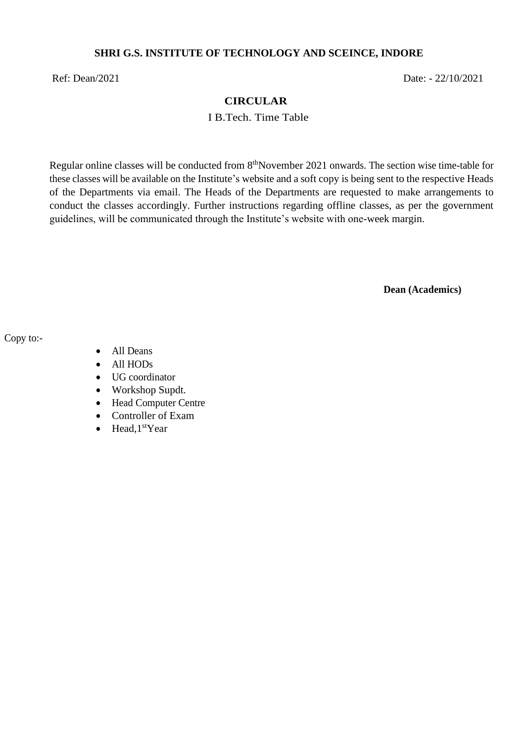**SHRI G.S. INSTITUTE OF TECHNOLOGY AND SCEINCE, INDORE**

Ref: Dean/2021 Date: - 22/10/2021

## CIRCULAR

I B.Tech. Time Table

Regular online classes will be conducted from 8th November 2021 onwards. The section wise time-table for these classes will be available on the Institute's website and a soft copy is being sent to the respective Heads of the Departments via email. The Heads of the Departments are requested to make arrangements to conduct the classes accordingly. Further instructions regarding offline classes, as per the government guidelines, will be communicated through the Institute's website with one-week margin.

**Dean (Academics)**

Copy to:-

- All Deans
- All HODs
- UG coordinator
- Workshop Supdt.
- Head Computer Centre
- Controller of Exam
- Head,1st Year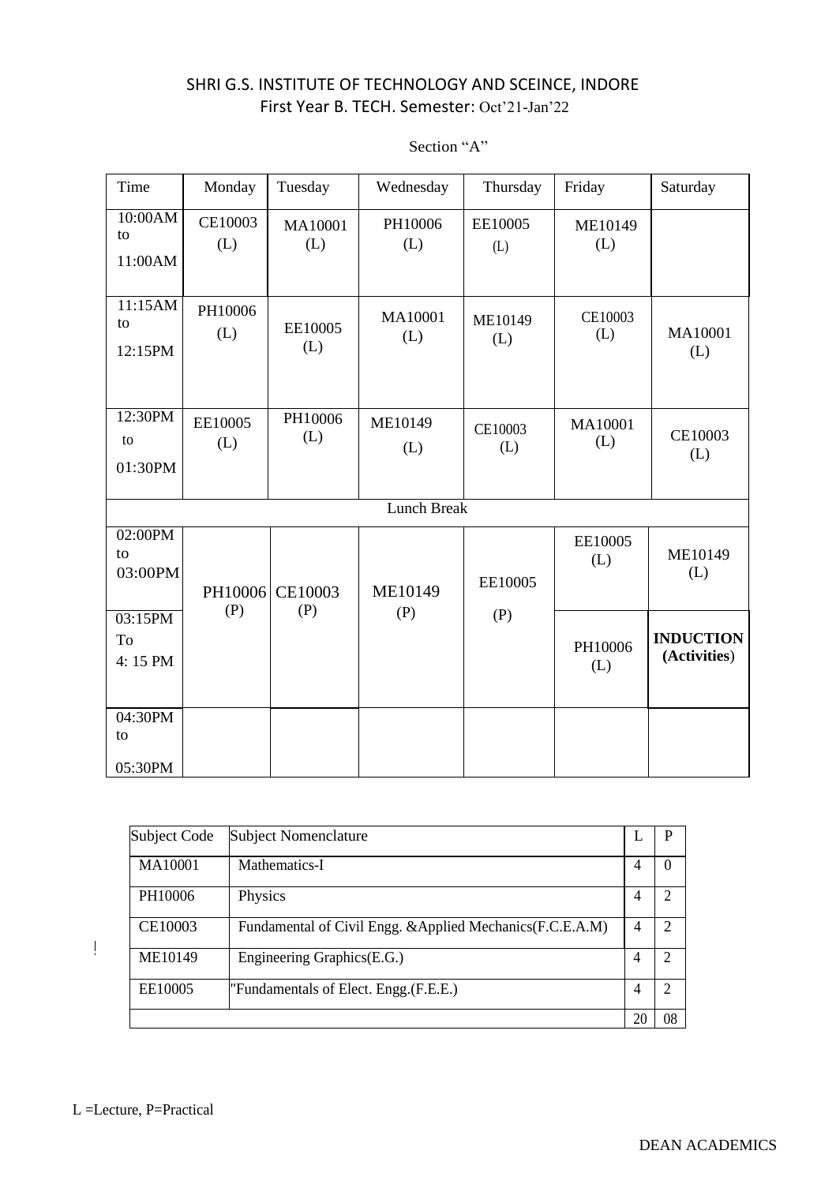# SHRI G.S. INSTITUTE OF TECHNOLOGY AND SCEINCE, INDORE

## First Year B. TECH. Semester: Oct'21-Jan'22

Section "A"

| Time | Monday | Tuesday | Wednesday | Thursday | Friday | Saturday |
|---|---|---|---|---|---|---|
| 10:00AM to 11:00AM | CE10003 (L) | MA10001 (L) | PH10006 (L) | EE10005 (L) | ME10149 (L) | |
| 11:15AM to 12:15PM | PH10006 (L) | EE10005 (L) | MA10001 (L) | ME10149 (L) | CE10003 (L) | MA10001 (L) |
| 12:30PM to 01:30PM | EE10005 (L) | PH10006 (L) | ME10149 (L) | CE10003 (L) | MA10001 (L) | CE10003 (L) |
| Lunch Break | | | | | | |
| 02:00PM to 03:00PM | PH10006 (P) | CE10003 (P) | ME10149 (P) | EE10005 (P) | EE10005 (L) | ME10149 (L) |
| 03:15PM To 4: 15 PM | | | | | PH10006 (L) | **INDUCTION (Activities)** |
| 04:30PM to 05:30PM | | | | | | |

| Subject Code | Subject Nomenclature | L | P |
|---|---|---|---|
| MA10001 | Mathematics-I | 4 | 0 |
| PH10006 | Physics | 4 | 2 |
| CE10003 | Fundamental of Civil Engg. &Applied Mechanics(F.C.E.A.M) | 4 | 2 |
| ME10149 | Engineering Graphics(E.G.) | 4 | 2 |
| EE10005 | "Fundamentals of Elect. Engg.(F.E.E.) | 4 | 2 |
| | | 20 | 08 |

L =Lecture, P=Practical

DEAN ACADEMICS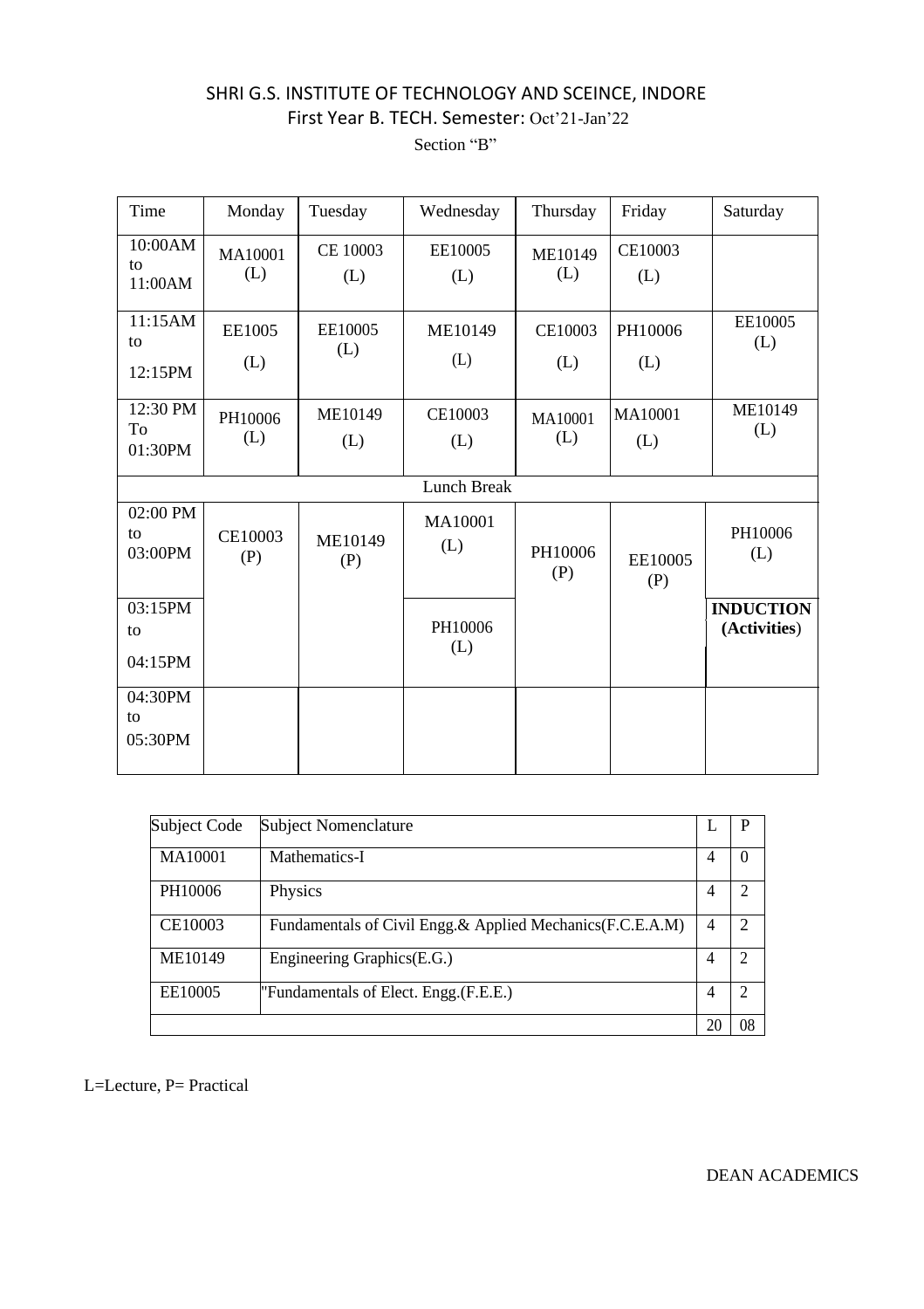# SHRI G.S. INSTITUTE OF TECHNOLOGY AND SCEINCE, INDORE

## First Year B. TECH. Semester: Oct'21-Jan'22

### Section "B"

| Time | Monday | Tuesday | Wednesday | Thursday | Friday | Saturday |
|---|---|---|---|---|---|---|
| 10:00AM to 11:00AM | MA10001 (L) | CE 10003 (L) | EE10005 (L) | ME10149 (L) | CE10003 (L) | |
| 11:15AM to 12:15PM | EE1005 (L) | EE10005 (L) | ME10149 (L) | CE10003 (L) | PH10006 (L) | EE10005 (L) |
| 12:30 PM To 01:30PM | PH10006 (L) | ME10149 (L) | CE10003 (L) | MA10001 (L) | MA10001 (L) | ME10149 (L) |
| Lunch Break | | | | | | |
| 02:00 PM to 03:00PM | CE10003 (P) | ME10149 (P) | MA10001 (L) | PH10006 (P) | EE10005 (P) | PH10006 (L) |
| 03:15PM to 04:15PM | | | PH10006 (L) | | | **INDUCTION (Activities)** |
| 04:30PM to 05:30PM | | | | | | |

| Subject Code | Subject Nomenclature | L | P |
|---|---|---|---|
| MA10001 | Mathematics-I | 4 | 0 |
| PH10006 | Physics | 4 | 2 |
| CE10003 | Fundamentals of Civil Engg.& Applied Mechanics(F.C.E.A.M) | 4 | 2 |
| ME10149 | Engineering Graphics(E.G.) | 4 | 2 |
| EE10005 | "Fundamentals of Elect. Engg.(F.E.E.) | 4 | 2 |
| | | 20 | 08 |

L=Lecture, P= Practical

DEAN ACADEMICS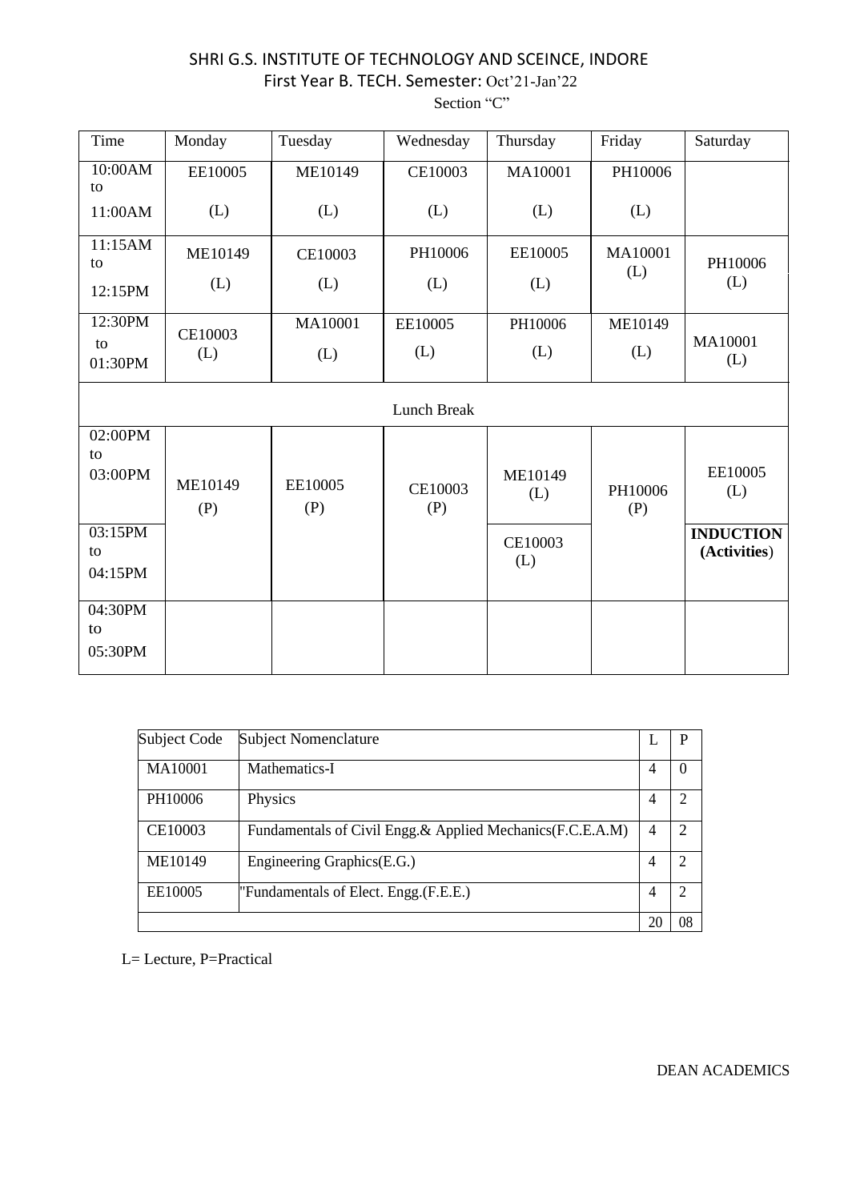# SHRI G.S. INSTITUTE OF TECHNOLOGY AND SCEINCE, INDORE

First Year B. TECH. Semester: Oct'21-Jan'22

Section "C"

| Time | Monday | Tuesday | Wednesday | Thursday | Friday | Saturday |
|---|---|---|---|---|---|---|
| 10:00AM to 11:00AM | EE10005 (L) | ME10149 (L) | CE10003 (L) | MA10001 (L) | PH10006 (L) | |
| 11:15AM to 12:15PM | ME10149 (L) | CE10003 (L) | PH10006 (L) | EE10005 (L) | MA10001 (L) | PH10006 (L) |
| 12:30PM to 01:30PM | CE10003 (L) | MA10001 (L) | EE10005 (L) | PH10006 (L) | ME10149 (L) | MA10001 (L) |
| Lunch Break | | | | | | |
| 02:00PM to 03:00PM | ME10149 (P) | EE10005 (P) | CE10003 (P) | ME10149 (L) | PH10006 (P) | EE10005 (L) |
| 03:15PM to 04:15PM | | | | CE10003 (L) | | **INDUCTION (Activities)** |
| 04:30PM to 05:30PM | | | | | | |

| Subject Code | Subject Nomenclature | L | P |
|---|---|---|---|
| MA10001 | Mathematics-I | 4 | 0 |
| PH10006 | Physics | 4 | 2 |
| CE10003 | Fundamentals of Civil Engg.& Applied Mechanics(F.C.E.A.M) | 4 | 2 |
| ME10149 | Engineering Graphics(E.G.) | 4 | 2 |
| EE10005 | "Fundamentals of Elect. Engg.(F.E.E.) | 4 | 2 |
| | | 20 | 08 |

L= Lecture, P=Practical

DEAN ACADEMICS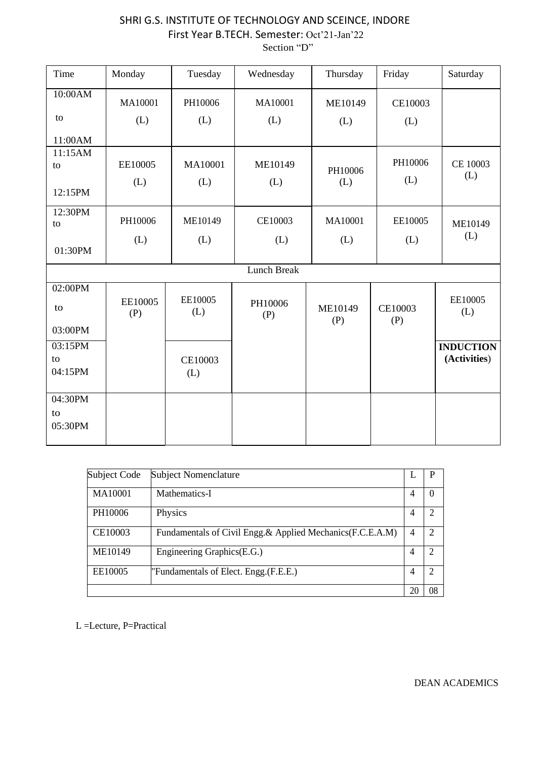SHRI G.S. INSTITUTE OF TECHNOLOGY AND SCEINCE, INDORE

First Year B.TECH. Semester: Oct'21-Jan'22

Section "D"

| Time | Monday | Tuesday | Wednesday | Thursday | Friday | Saturday |
|---|---|---|---|---|---|---|
| 10:00AM to 11:00AM | MA10001 (L) | PH10006 (L) | MA10001 (L) | ME10149 (L) | CE10003 (L) | |
| 11:15AM to 12:15PM | EE10005 (L) | MA10001 (L) | ME10149 (L) | PH10006 (L) | PH10006 (L) | CE 10003 (L) |
| 12:30PM to 01:30PM | PH10006 (L) | ME10149 (L) | CE10003 (L) | MA10001 (L) | EE10005 (L) | ME10149 (L) |
| Lunch Break | | | | | | |
| 02:00PM to 03:00PM | EE10005 (P) | EE10005 (L) | PH10006 (P) | ME10149 (P) | CE10003 (P) | EE10005 (L) |
| 03:15PM to 04:15PM | | CE10003 (L) | | | | **INDUCTION (Activities)** |
| 04:30PM to 05:30PM | | | | | | |

| Subject Code | Subject Nomenclature | L | P |
|---|---|---|---|
| MA10001 | Mathematics-I | 4 | 0 |
| PH10006 | Physics | 4 | 2 |
| CE10003 | Fundamentals of Civil Engg.& Applied Mechanics(F.C.E.A.M) | 4 | 2 |
| ME10149 | Engineering Graphics(E.G.) | 4 | 2 |
| EE10005 | "Fundamentals of Elect. Engg.(F.E.E.) | 4 | 2 |
| | | 20 | 08 |

L =Lecture, P=Practical

DEAN ACADEMICS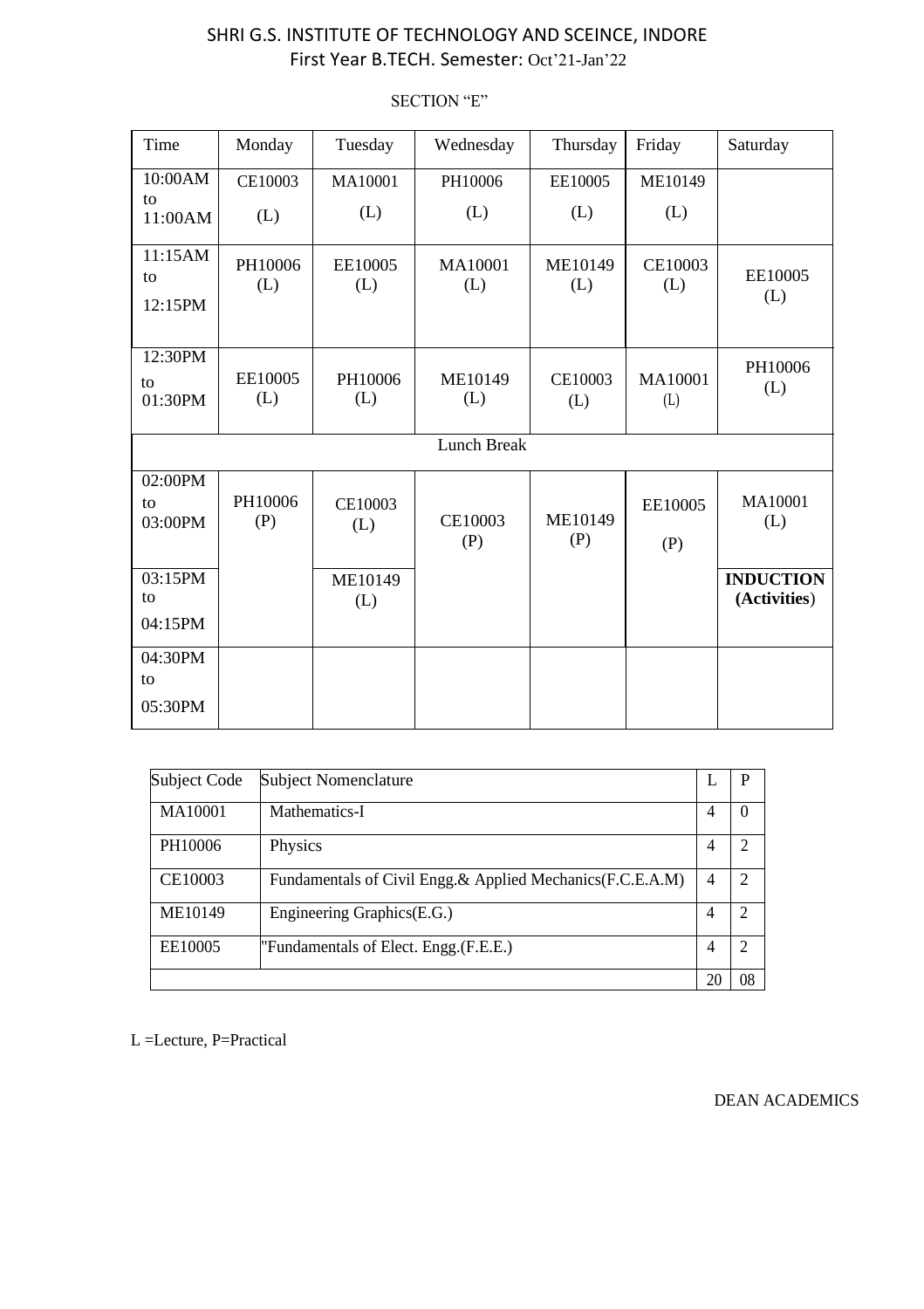# SHRI G.S. INSTITUTE OF TECHNOLOGY AND SCEINCE, INDORE

First Year B.TECH. Semester: Oct'21-Jan'22

SECTION "E"

| Time | Monday | Tuesday | Wednesday | Thursday | Friday | Saturday |
|---|---|---|---|---|---|---|
| 10:00AM to 11:00AM | CE10003 (L) | MA10001 (L) | PH10006 (L) | EE10005 (L) | ME10149 (L) | |
| 11:15AM to 12:15PM | PH10006 (L) | EE10005 (L) | MA10001 (L) | ME10149 (L) | CE10003 (L) | EE10005 (L) |
| 12:30PM to 01:30PM | EE10005 (L) | PH10006 (L) | ME10149 (L) | CE10003 (L) | MA10001 (L) | PH10006 (L) |
| Lunch Break | | | | | | |
| 02:00PM to 03:00PM | PH10006 (P) | CE10003 (L) | CE10003 (P) | ME10149 (P) | EE10005 (P) | MA10001 (L) |
| 03:15PM to 04:15PM | | ME10149 (L) | | | | **INDUCTION (Activities)** |
| 04:30PM to 05:30PM | | | | | | |

| Subject Code | Subject Nomenclature | L | P |
|---|---|---|---|
| MA10001 | Mathematics-I | 4 | 0 |
| PH10006 | Physics | 4 | 2 |
| CE10003 | Fundamentals of Civil Engg.& Applied Mechanics(F.C.E.A.M) | 4 | 2 |
| ME10149 | Engineering Graphics(E.G.) | 4 | 2 |
| EE10005 | "Fundamentals of Elect. Engg.(F.E.E.) | 4 | 2 |
| | | 20 | 08 |

L =Lecture, P=Practical

DEAN ACADEMICS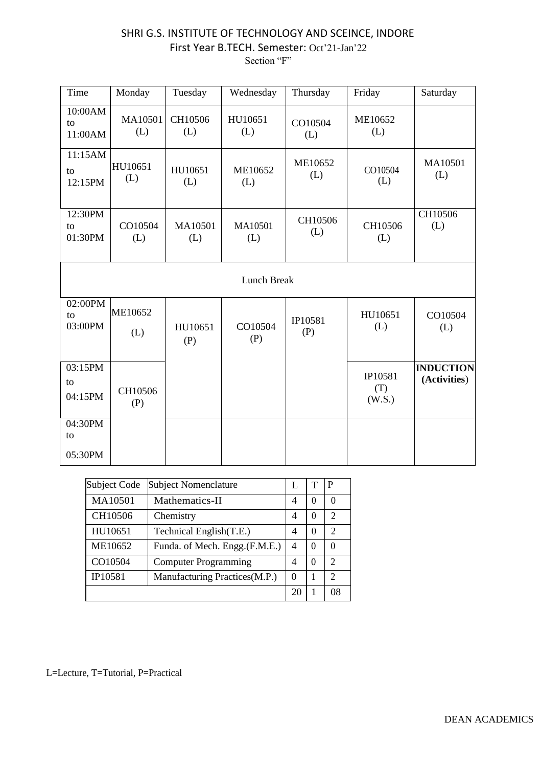# SHRI G.S. INSTITUTE OF TECHNOLOGY AND SCEINCE, INDORE

First Year B.TECH. Semester: Oct'21-Jan'22

Section "F"

| Time | Monday | Tuesday | Wednesday | Thursday | Friday | Saturday |
|---|---|---|---|---|---|---|
| 10:00AM to 11:00AM | MA10501 (L) | CH10506 (L) | HU10651 (L) | CO10504 (L) | ME10652 (L) | |
| 11:15AM to 12:15PM | HU10651 (L) | HU10651 (L) | ME10652 (L) | ME10652 (L) | CO10504 (L) | MA10501 (L) |
| 12:30PM to 01:30PM | CO10504 (L) | MA10501 (L) | MA10501 (L) | CH10506 (L) | CH10506 (L) | CH10506 (L) |
| Lunch Break | | | | | | |
| 02:00PM to 03:00PM | ME10652 (L) | HU10651 (P) | CO10504 (P) | IP10581 (P) | HU10651 (L) | CO10504 (L) |
| 03:15PM to 04:15PM | CH10506 (P) | | | | IP10581 (T) (W.S.) | **INDUCTION (Activities)** |
| 04:30PM to 05:30PM | | | | | | |

| Subject Code | Subject Nomenclature | L | T | P |
|---|---|---|---|---|
| MA10501 | Mathematics-II | 4 | 0 | 0 |
| CH10506 | Chemistry | 4 | 0 | 2 |
| HU10651 | Technical English(T.E.) | 4 | 0 | 2 |
| ME10652 | Funda. of Mech. Engg.(F.M.E.) | 4 | 0 | 0 |
| CO10504 | Computer Programming | 4 | 0 | 2 |
| IP10581 | Manufacturing Practices(M.P.) | 0 | 1 | 2 |
| | | 20 | 1 | 08 |

L=Lecture, T=Tutorial, P=Practical

DEAN ACADEMICS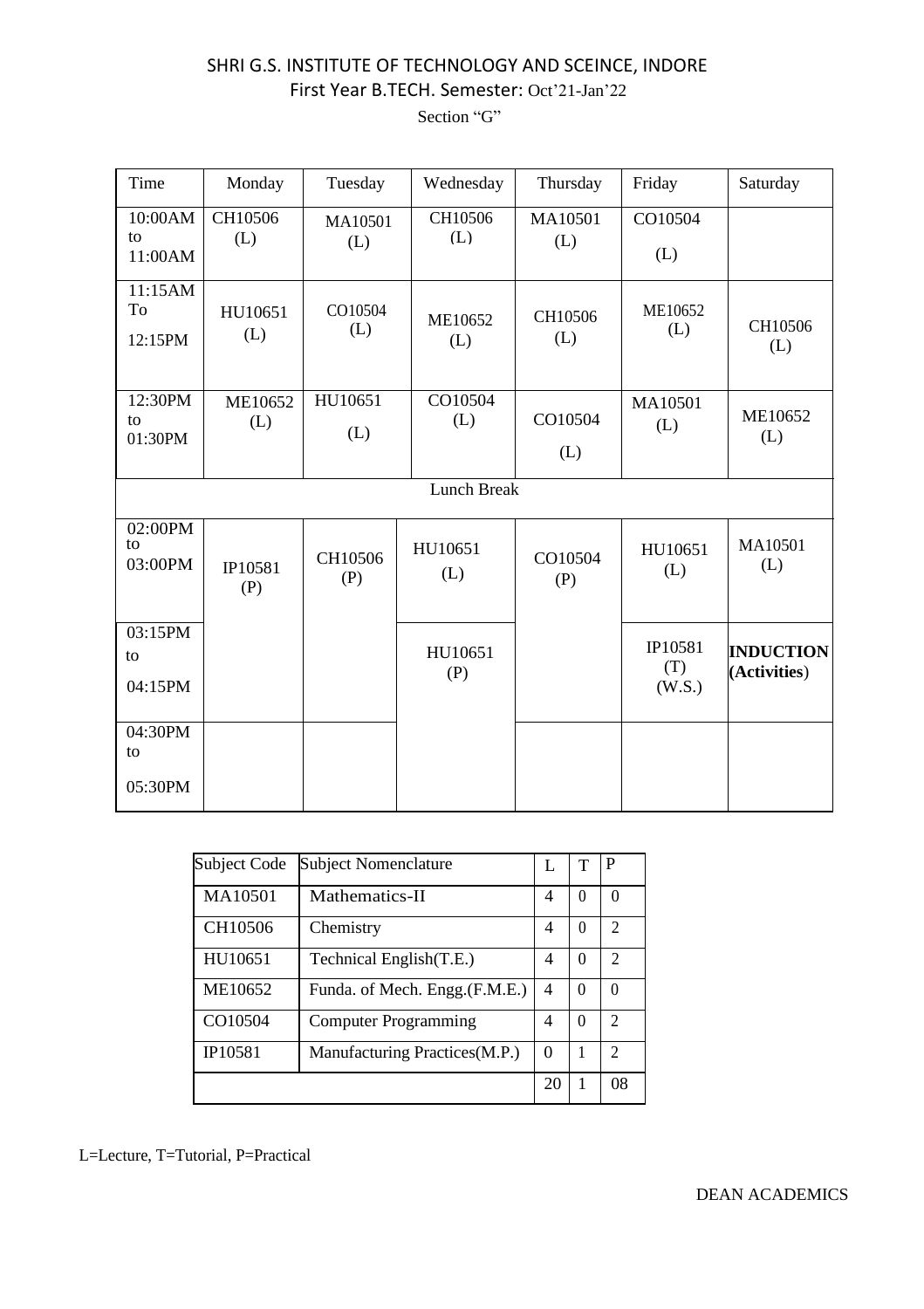# SHRI G.S. INSTITUTE OF TECHNOLOGY AND SCEINCE, INDORE

## First Year B.TECH. Semester: Oct'21-Jan'22

### Section "G"

| Time | Monday | Tuesday | Wednesday | Thursday | Friday | Saturday |
|---|---|---|---|---|---|---|
| 10:00AM to 11:00AM | CH10506 (L) | MA10501 (L) | CH10506 (L) | MA10501 (L) | CO10504 (L) | |
| 11:15AM To 12:15PM | HU10651 (L) | CO10504 (L) | ME10652 (L) | CH10506 (L) | ME10652 (L) | CH10506 (L) |
| 12:30PM to 01:30PM | ME10652 (L) | HU10651 (L) | CO10504 (L) | CO10504 (L) | MA10501 (L) | ME10652 (L) |
| Lunch Break | | | | | | |
| 02:00PM to 03:00PM | IP10581 (P) | CH10506 (P) | HU10651 (L) | CO10504 (P) | HU10651 (L) | MA10501 (L) |
| 03:15PM to 04:15PM | | | HU10651 (P) | | IP10581 (T) (W.S.) | **INDUCTION (Activities)** |
| 04:30PM to 05:30PM | | | | | | |

| Subject Code | Subject Nomenclature | L | T | P |
|---|---|---|---|---|
| MA10501 | Mathematics-II | 4 | 0 | 0 |
| CH10506 | Chemistry | 4 | 0 | 2 |
| HU10651 | Technical English(T.E.) | 4 | 0 | 2 |
| ME10652 | Funda. of Mech. Engg.(F.M.E.) | 4 | 0 | 0 |
| CO10504 | Computer Programming | 4 | 0 | 2 |
| IP10581 | Manufacturing Practices(M.P.) | 0 | 1 | 2 |
| | | 20 | 1 | 08 |

L=Lecture, T=Tutorial, P=Practical

DEAN ACADEMICS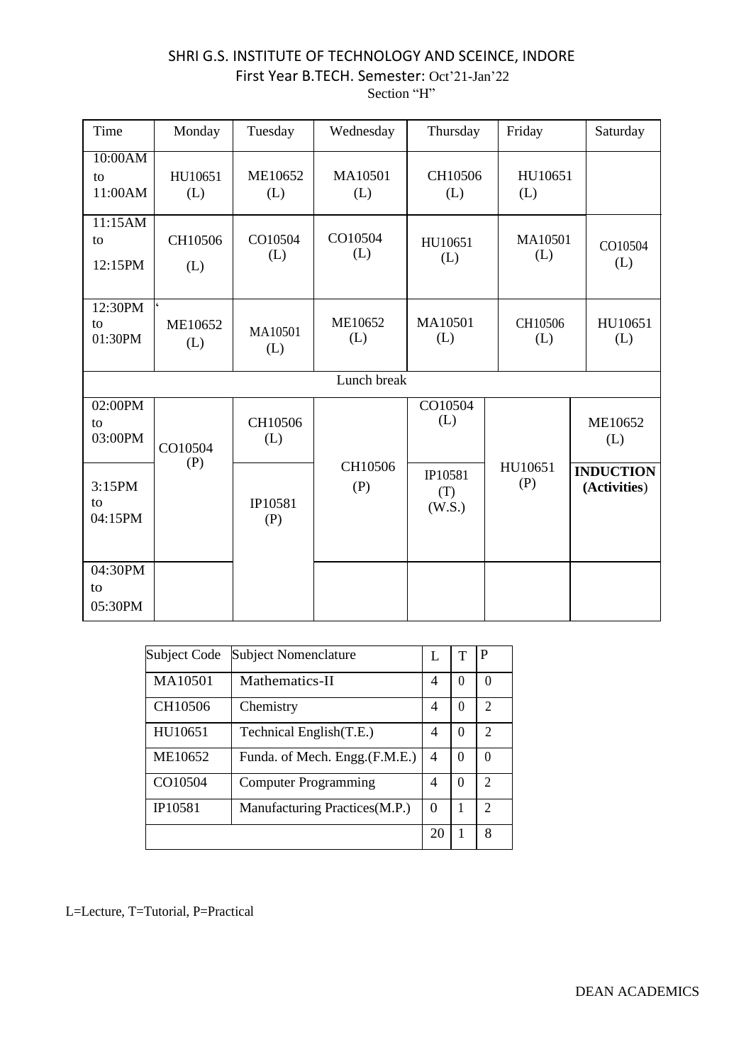# SHRI G.S. INSTITUTE OF TECHNOLOGY AND SCEINCE, INDORE

## First Year B.TECH. Semester: Oct'21-Jan'22

### Section "H"

| Time | Monday | Tuesday | Wednesday | Thursday | Friday | Saturday |
|---|---|---|---|---|---|---|
| 10:00AM to 11:00AM | HU10651 (L) | ME10652 (L) | MA10501 (L) | CH10506 (L) | HU10651 (L) | |
| 11:15AM to 12:15PM | CH10506 (L) | CO10504 (L) | CO10504 (L) | HU10651 (L) | MA10501 (L) | CO10504 (L) |
| 12:30PM to 01:30PM | ME10652 (L) | MA10501 (L) | ME10652 (L) | MA10501 (L) | CH10506 (L) | HU10651 (L) |
| Lunch break | | | | | | |
| 02:00PM to 03:00PM | CO10504 (P) | CH10506 (L) | CH10506 (P) | CO10504 (L) | HU10651 (P) | ME10652 (L) |
| 3:15PM to 04:15PM | | IP10581 (P) | | IP10581 (T) (W.S.) | | **INDUCTION (Activities)** |
| 04:30PM to 05:30PM | | | | | | |

| Subject Code | Subject Nomenclature | L | T | P |
|---|---|---|---|---|
| MA10501 | Mathematics-II | 4 | 0 | 0 |
| CH10506 | Chemistry | 4 | 0 | 2 |
| HU10651 | Technical English(T.E.) | 4 | 0 | 2 |
| ME10652 | Funda. of Mech. Engg.(F.M.E.) | 4 | 0 | 0 |
| CO10504 | Computer Programming | 4 | 0 | 2 |
| IP10581 | Manufacturing Practices(M.P.) | 0 | 1 | 2 |
| | | 20 | 1 | 8 |

L=Lecture, T=Tutorial, P=Practical

DEAN ACADEMICS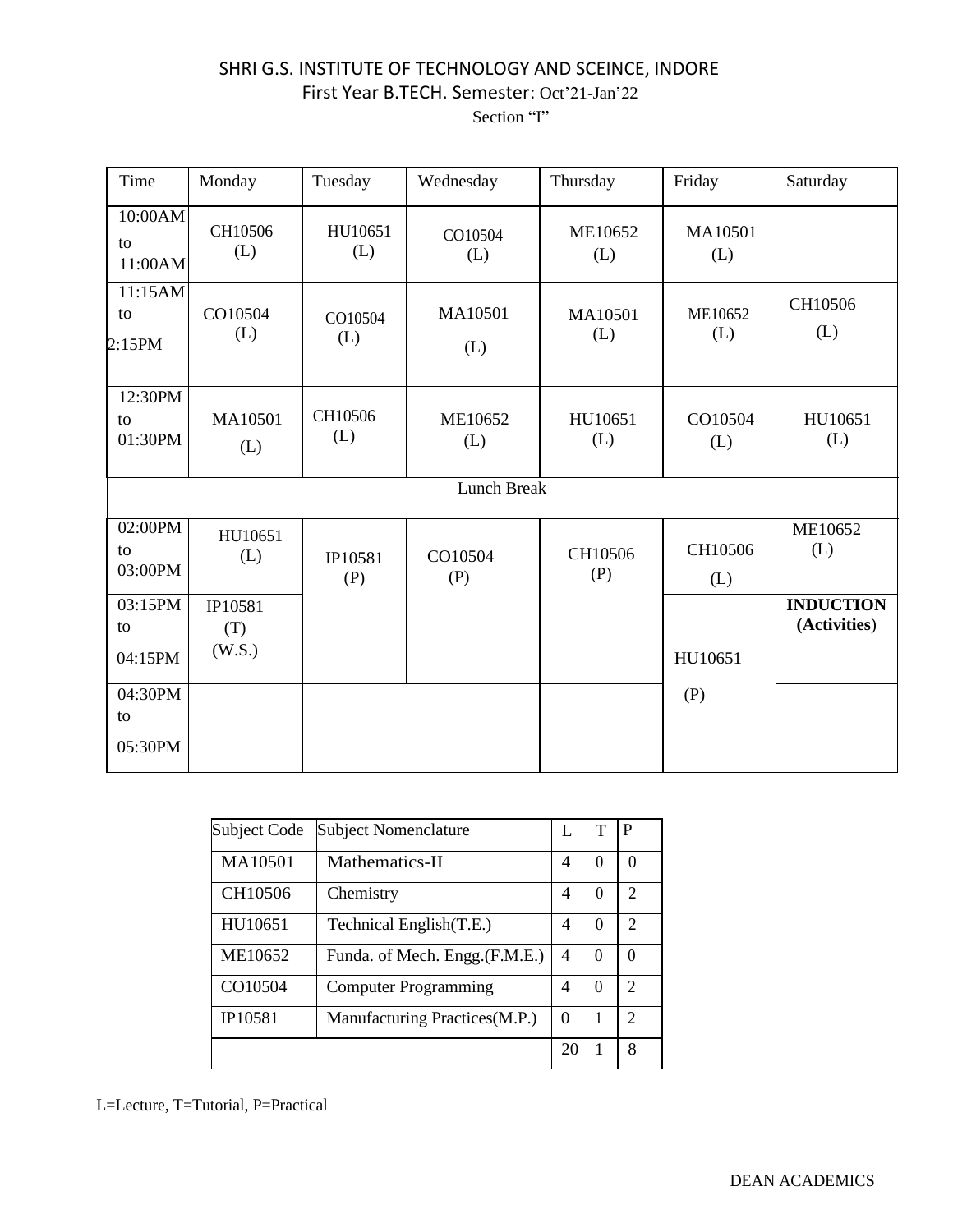# SHRI G.S. INSTITUTE OF TECHNOLOGY AND SCEINCE, INDORE

First Year B.TECH. Semester: Oct'21-Jan'22

Section "I"

| Time | Monday | Tuesday | Wednesday | Thursday | Friday | Saturday |
|---|---|---|---|---|---|---|
| 10:00AM to 11:00AM | CH10506 (L) | HU10651 (L) | CO10504 (L) | ME10652 (L) | MA10501 (L) | |
| 11:15AM to 2:15PM | CO10504 (L) | CO10504 (L) | MA10501 (L) | MA10501 (L) | ME10652 (L) | CH10506 (L) |
| 12:30PM to 01:30PM | MA10501 (L) | CH10506 (L) | ME10652 (L) | HU10651 (L) | CO10504 (L) | HU10651 (L) |
| Lunch Break | | | | | | |
| 02:00PM to 03:00PM | HU10651 (L) | IP10581 (P) | CO10504 (P) | CH10506 (P) | CH10506 (L) | ME10652 (L) |
| 03:15PM to 04:15PM | IP10581 (T) (W.S.) | | | | HU10651 (P) | **INDUCTION (Activities)** |
| 04:30PM to 05:30PM | | | | | | |

| Subject Code | Subject Nomenclature | L | T | P |
|---|---|---|---|---|
| MA10501 | Mathematics-II | 4 | 0 | 0 |
| CH10506 | Chemistry | 4 | 0 | 2 |
| HU10651 | Technical English(T.E.) | 4 | 0 | 2 |
| ME10652 | Funda. of Mech. Engg.(F.M.E.) | 4 | 0 | 0 |
| CO10504 | Computer Programming | 4 | 0 | 2 |
| IP10581 | Manufacturing Practices(M.P.) | 0 | 1 | 2 |
| | | 20 | 1 | 8 |

L=Lecture, T=Tutorial, P=Practical

DEAN ACADEMICS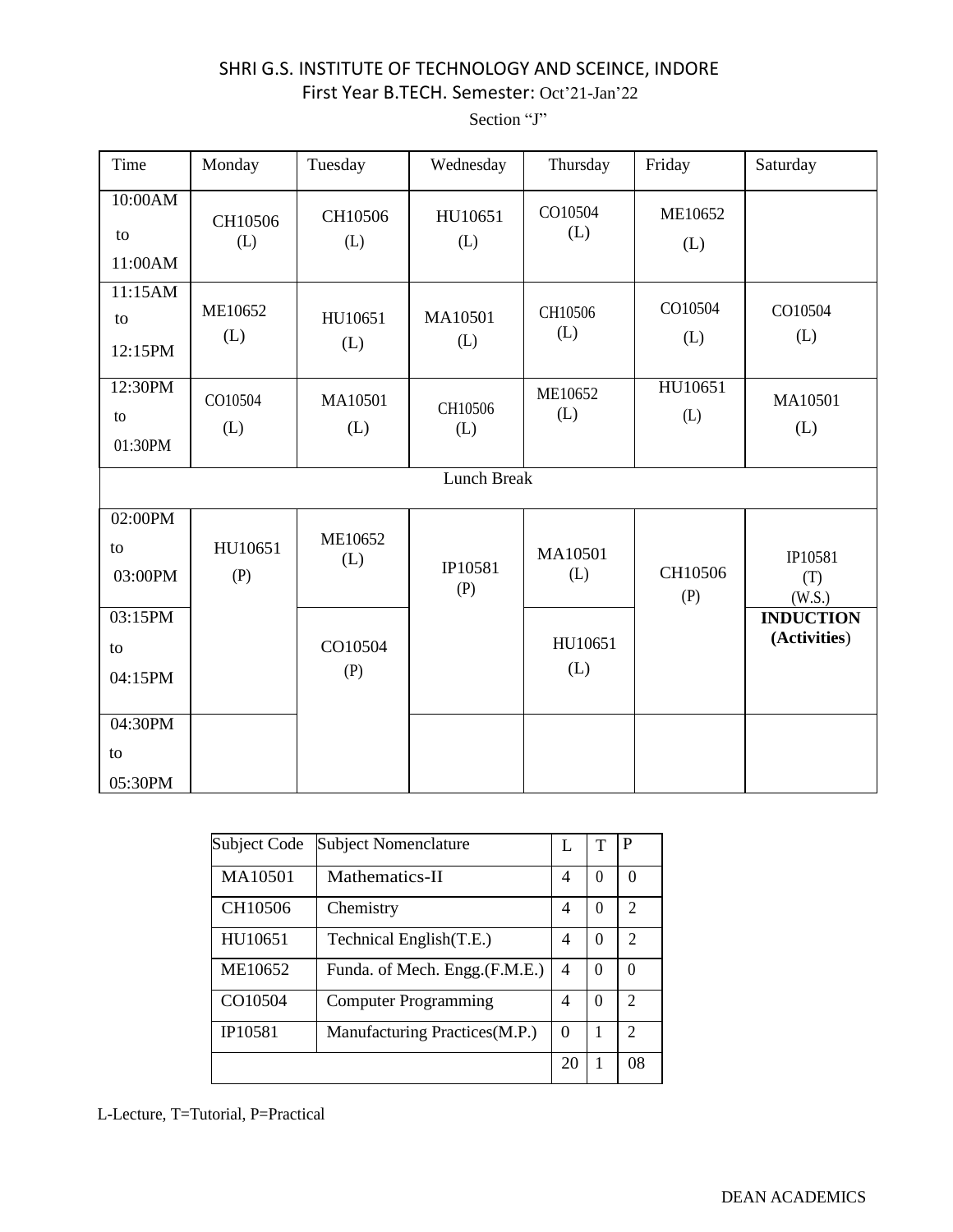# SHRI G.S. INSTITUTE OF TECHNOLOGY AND SCEINCE, INDORE

First Year B.TECH. Semester: Oct'21-Jan'22

Section "J"

| Time | Monday | Tuesday | Wednesday | Thursday | Friday | Saturday |
|---|---|---|---|---|---|---|
| 10:00AM to 11:00AM | CH10506 (L) | CH10506 (L) | HU10651 (L) | CO10504 (L) | ME10652 (L) | |
| 11:15AM to 12:15PM | ME10652 (L) | HU10651 (L) | MA10501 (L) | CH10506 (L) | CO10504 (L) | CO10504 (L) |
| 12:30PM to 01:30PM | CO10504 (L) | MA10501 (L) | CH10506 (L) | ME10652 (L) | HU10651 (L) | MA10501 (L) |
| Lunch Break | | | | | | |
| 02:00PM to 03:00PM | HU10651 (P) | ME10652 (L) | IP10581 (P) | MA10501 (L) | CH10506 (P) | IP10581 (T) (W.S.) |
| 03:15PM to 04:15PM | | CO10504 (P) | | HU10651 (L) | | **INDUCTION (Activities)** |
| 04:30PM to 05:30PM | | | | | | |

| Subject Code | Subject Nomenclature | L | T | P |
|---|---|---|---|---|
| MA10501 | Mathematics-II | 4 | 0 | 0 |
| CH10506 | Chemistry | 4 | 0 | 2 |
| HU10651 | Technical English(T.E.) | 4 | 0 | 2 |
| ME10652 | Funda. of Mech. Engg.(F.M.E.) | 4 | 0 | 0 |
| CO10504 | Computer Programming | 4 | 0 | 2 |
| IP10581 | Manufacturing Practices(M.P.) | 0 | 1 | 2 |
| | | 20 | 1 | 08 |

L-Lecture, T=Tutorial, P=Practical

DEAN ACADEMICS